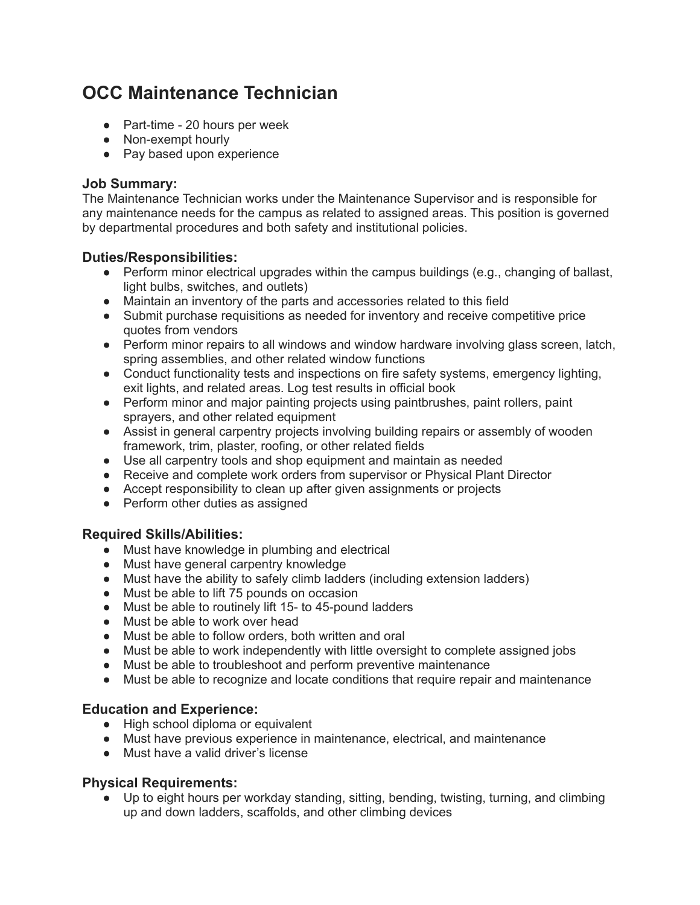# OCC Maintenance Technician

- Part-time - 20 hours per week
- Non-exempt hourly
- Pay based upon experience

### Job Summary:

The Maintenance Technician works under the Maintenance Supervisor and is responsible for any maintenance needs for the campus as related to assigned areas. This position is governed by departmental procedures and both safety and institutional policies.

### Duties/Responsibilities:

- Perform minor electrical upgrades within the campus buildings (e.g., changing of ballast, light bulbs, switches, and outlets)
- Maintain an inventory of the parts and accessories related to this field
- Submit purchase requisitions as needed for inventory and receive competitive price quotes from vendors
- Perform minor repairs to all windows and window hardware involving glass screen, latch, spring assemblies, and other related window functions
- Conduct functionality tests and inspections on fire safety systems, emergency lighting, exit lights, and related areas. Log test results in official book
- Perform minor and major painting projects using paintbrushes, paint rollers, paint sprayers, and other related equipment
- Assist in general carpentry projects involving building repairs or assembly of wooden framework, trim, plaster, roofing, or other related fields
- Use all carpentry tools and shop equipment and maintain as needed
- Receive and complete work orders from supervisor or Physical Plant Director
- Accept responsibility to clean up after given assignments or projects
- Perform other duties as assigned

### Required Skills/Abilities:

- Must have knowledge in plumbing and electrical
- Must have general carpentry knowledge
- Must have the ability to safely climb ladders (including extension ladders)
- Must be able to lift 75 pounds on occasion
- Must be able to routinely lift 15- to 45-pound ladders
- Must be able to work over head
- Must be able to follow orders, both written and oral
- Must be able to work independently with little oversight to complete assigned jobs
- Must be able to troubleshoot and perform preventive maintenance
- Must be able to recognize and locate conditions that require repair and maintenance

### Education and Experience:

- High school diploma or equivalent
- Must have previous experience in maintenance, electrical, and maintenance
- Must have a valid driver's license

### Physical Requirements:

- Up to eight hours per workday standing, sitting, bending, twisting, turning, and climbing up and down ladders, scaffolds, and other climbing devices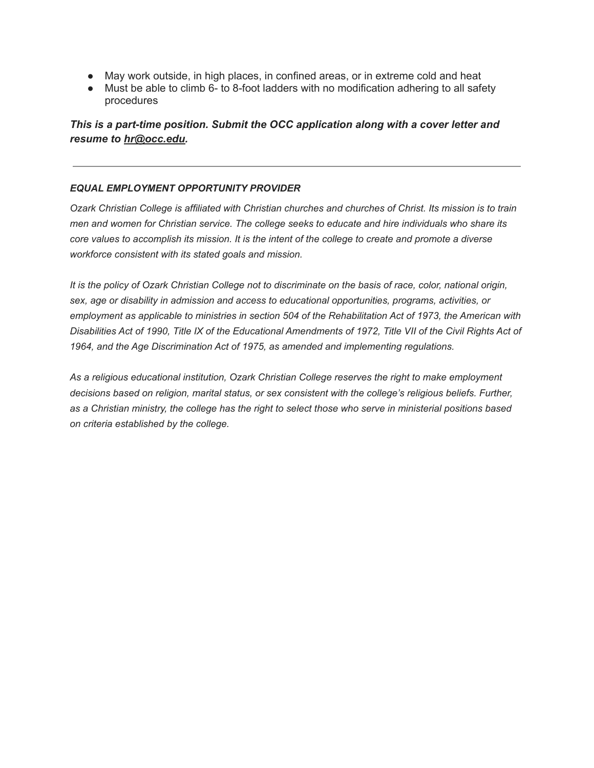- May work outside, in high places, in confined areas, or in extreme cold and heat
- Must be able to climb 6- to 8-foot ladders with no modification adhering to all safety procedures

***This is a part-time position. Submit the OCC application along with a cover letter and resume to [hr@occ.edu](mailto:hr@occ.edu).***

---

***EQUAL EMPLOYMENT OPPORTUNITY PROVIDER***

*Ozark Christian College is affiliated with Christian churches and churches of Christ. Its mission is to train men and women for Christian service. The college seeks to educate and hire individuals who share its core values to accomplish its mission. It is the intent of the college to create and promote a diverse workforce consistent with its stated goals and mission.*

*It is the policy of Ozark Christian College not to discriminate on the basis of race, color, national origin, sex, age or disability in admission and access to educational opportunities, programs, activities, or employment as applicable to ministries in section 504 of the Rehabilitation Act of 1973, the American with Disabilities Act of 1990, Title IX of the Educational Amendments of 1972, Title VII of the Civil Rights Act of 1964, and the Age Discrimination Act of 1975, as amended and implementing regulations.*

*As a religious educational institution, Ozark Christian College reserves the right to make employment decisions based on religion, marital status, or sex consistent with the college's religious beliefs. Further, as a Christian ministry, the college has the right to select those who serve in ministerial positions based on criteria established by the college.*